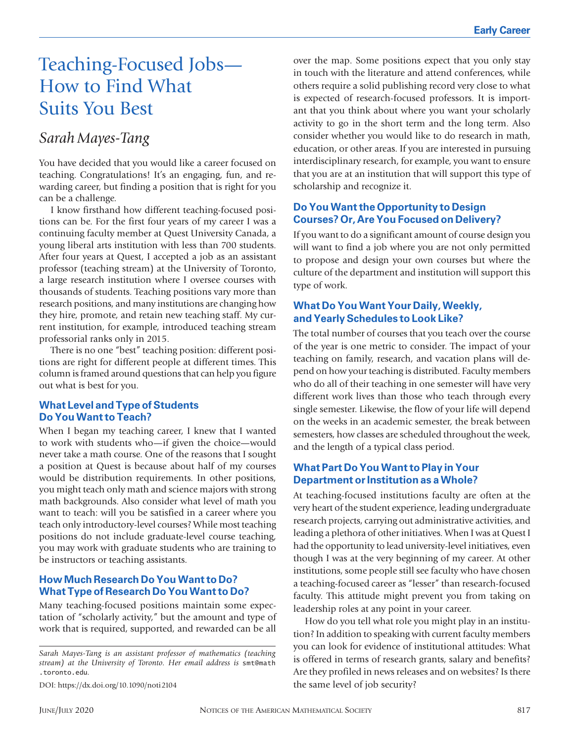# Teaching-Focused Jobs—How to Find What Suits You Best

## *Sarah Mayes-Tang*

You have decided that you would like a career focused on teaching. Congratulations! It's an engaging, fun, and rewarding career, but finding a position that is right for you can be a challenge.

I know firsthand how different teaching-focused positions can be. For the first four years of my career I was a continuing faculty member at Quest University Canada, a young liberal arts institution with less than 700 students. After four years at Quest, I accepted a job as an assistant professor (teaching stream) at the University of Toronto, a large research institution where I oversee courses with thousands of students. Teaching positions vary more than research positions, and many institutions are changing how they hire, promote, and retain new teaching staff. My current institution, for example, introduced teaching stream professorial ranks only in 2015.

There is no one "best" teaching position: different positions are right for different people at different times. This column is framed around questions that can help you figure out what is best for you.

### What Level and Type of Students Do You Want to Teach?

When I began my teaching career, I knew that I wanted to work with students who—if given the choice—would never take a math course. One of the reasons that I sought a position at Quest is because about half of my courses would be distribution requirements. In other positions, you might teach only math and science majors with strong math backgrounds. Also consider what level of math you want to teach: will you be satisfied in a career where you teach only introductory-level courses? While most teaching positions do not include graduate-level course teaching, you may work with graduate students who are training to be instructors or teaching assistants.

### How Much Research Do You Want to Do? What Type of Research Do You Want to Do?

Many teaching-focused positions maintain some expectation of "scholarly activity," but the amount and type of work that is required, supported, and rewarded can be all over the map. Some positions expect that you only stay in touch with the literature and attend conferences, while others require a solid publishing record very close to what is expected of research-focused professors. It is important that you think about where you want your scholarly activity to go in the short term and the long term. Also consider whether you would like to do research in math, education, or other areas. If you are interested in pursuing interdisciplinary research, for example, you want to ensure that you are at an institution that will support this type of scholarship and recognize it.

### Do You Want the Opportunity to Design Courses? Or, Are You Focused on Delivery?

If you want to do a significant amount of course design you will want to find a job where you are not only permitted to propose and design your own courses but where the culture of the department and institution will support this type of work.

### What Do You Want Your Daily, Weekly, and Yearly Schedules to Look Like?

The total number of courses that you teach over the course of the year is one metric to consider. The impact of your teaching on family, research, and vacation plans will depend on how your teaching is distributed. Faculty members who do all of their teaching in one semester will have very different work lives than those who teach through every single semester. Likewise, the flow of your life will depend on the weeks in an academic semester, the break between semesters, how classes are scheduled throughout the week, and the length of a typical class period.

### What Part Do You Want to Play in Your Department or Institution as a Whole?

At teaching-focused institutions faculty are often at the very heart of the student experience, leading undergraduate research projects, carrying out administrative activities, and leading a plethora of other initiatives. When I was at Quest I had the opportunity to lead university-level initiatives, even though I was at the very beginning of my career. At other institutions, some people still see faculty who have chosen a teaching-focused career as "lesser" than research-focused faculty. This attitude might prevent you from taking on leadership roles at any point in your career.

How do you tell what role you might play in an institution? In addition to speaking with current faculty members you can look for evidence of institutional attitudes: What is offered in terms of research grants, salary and benefits? Are they profiled in news releases and on websites? Is there the same level of job security?

---

*Sarah Mayes-Tang is an assistant professor of mathematics (teaching stream) at the University of Toronto. Her email address is* smt@math.toronto.edu.

DOI: https://dx.doi.org/10.1090/noti2104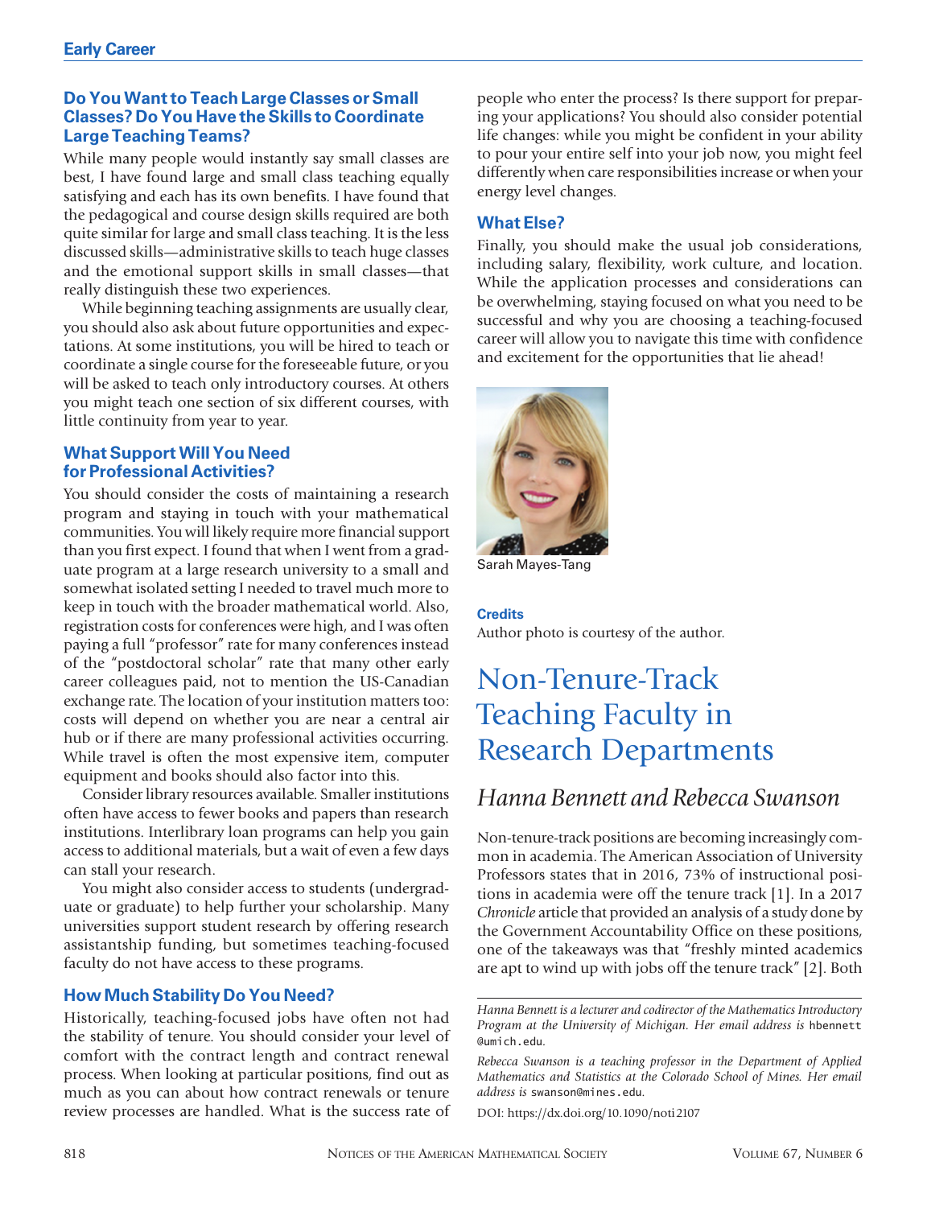### Do You Want to Teach Large Classes or Small Classes? Do You Have the Skills to Coordinate Large Teaching Teams?

While many people would instantly say small classes are best, I have found large and small class teaching equally satisfying and each has its own benefits. I have found that the pedagogical and course design skills required are both quite similar for large and small class teaching. It is the less discussed skills—administrative skills to teach huge classes and the emotional support skills in small classes—that really distinguish these two experiences.

While beginning teaching assignments are usually clear, you should also ask about future opportunities and expectations. At some institutions, you will be hired to teach or coordinate a single course for the foreseeable future, or you will be asked to teach only introductory courses. At others you might teach one section of six different courses, with little continuity from year to year.

### What Support Will You Need for Professional Activities?

You should consider the costs of maintaining a research program and staying in touch with your mathematical communities. You will likely require more financial support than you first expect. I found that when I went from a graduate program at a large research university to a small and somewhat isolated setting I needed to travel much more to keep in touch with the broader mathematical world. Also, registration costs for conferences were high, and I was often paying a full "professor" rate for many conferences instead of the "postdoctoral scholar" rate that many other early career colleagues paid, not to mention the US-Canadian exchange rate. The location of your institution matters too: costs will depend on whether you are near a central air hub or if there are many professional activities occurring. While travel is often the most expensive item, computer equipment and books should also factor into this.

Consider library resources available. Smaller institutions often have access to fewer books and papers than research institutions. Interlibrary loan programs can help you gain access to additional materials, but a wait of even a few days can stall your research.

You might also consider access to students (undergraduate or graduate) to help further your scholarship. Many universities support student research by offering research assistantship funding, but sometimes teaching-focused faculty do not have access to these programs.

### How Much Stability Do You Need?

Historically, teaching-focused jobs have often not had the stability of tenure. You should consider your level of comfort with the contract length and contract renewal process. When looking at particular positions, find out as much as you can about how contract renewals or tenure review processes are handled. What is the success rate of people who enter the process? Is there support for preparing your applications? You should also consider potential life changes: while you might be confident in your ability to pour your entire self into your job now, you might feel differently when care responsibilities increase or when your energy level changes.

### What Else?

Finally, you should make the usual job considerations, including salary, flexibility, work culture, and location. While the application processes and considerations can be overwhelming, staying focused on what you need to be successful and why you are choosing a teaching-focused career will allow you to navigate this time with confidence and excitement for the opportunities that lie ahead!

Sarah Mayes-Tang

**Credits**

Author photo is courtesy of the author.

# Non-Tenure-Track Teaching Faculty in Research Departments

## *Hanna Bennett and Rebecca Swanson*

Non-tenure-track positions are becoming increasingly common in academia. The American Association of University Professors states that in 2016, 73% of instructional positions in academia were off the tenure track [1]. In a 2017 *Chronicle* article that provided an analysis of a study done by the Government Accountability Office on these positions, one of the takeaways was that "freshly minted academics are apt to wind up with jobs off the tenure track" [2]. Both

---

*Hanna Bennett is a lecturer and codirector of the Mathematics Introductory Program at the University of Michigan. Her email address is* hbennett@umich.edu.

*Rebecca Swanson is a teaching professor in the Department of Applied Mathematics and Statistics at the Colorado School of Mines. Her email address is* swanson@mines.edu.

DOI: https://dx.doi.org/10.1090/noti2107